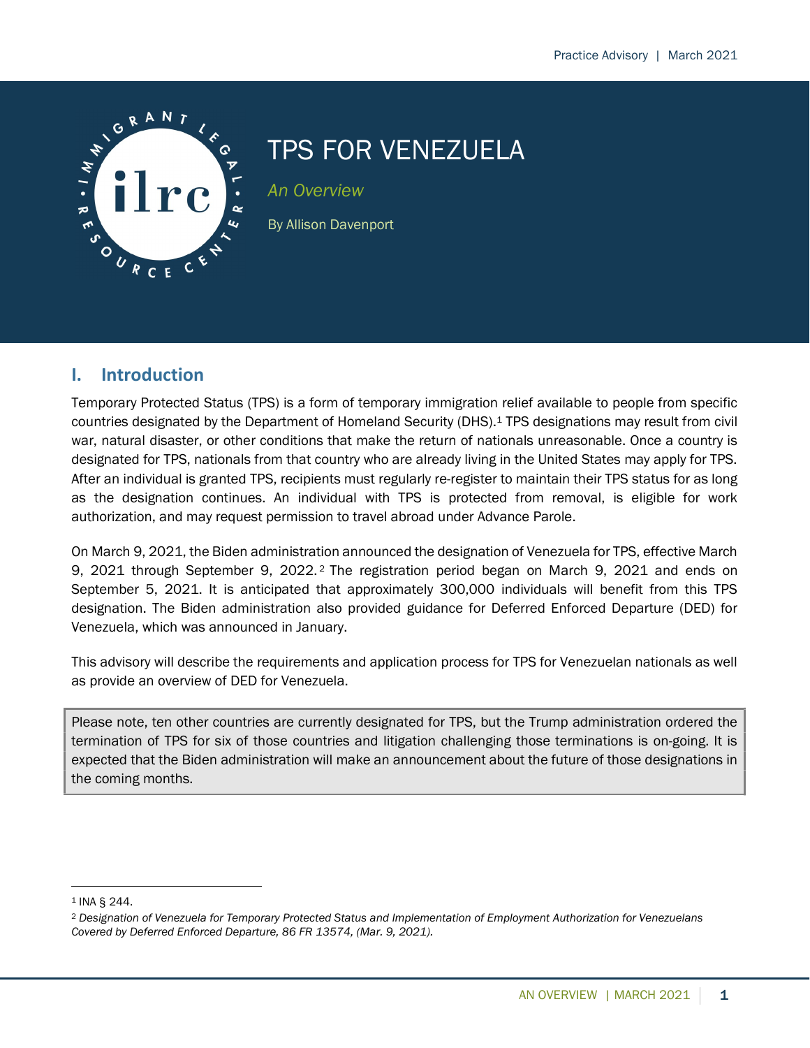# TPS FOR VENEZUELA

*An Overview*

By Allison Davenport

## I. Introduction

Temporary Protected Status (TPS) is a form of temporary immigration relief available to people from specific countries designated by the Department of Homeland Security (DHS).[1] TPS designations may result from civil war, natural disaster, or other conditions that make the return of nationals unreasonable. Once a country is designated for TPS, nationals from that country who are already living in the United States may apply for TPS. After an individual is granted TPS, recipients must regularly re-register to maintain their TPS status for as long as the designation continues. An individual with TPS is protected from removal, is eligible for work authorization, and may request permission to travel abroad under Advance Parole.

On March 9, 2021, the Biden administration announced the designation of Venezuela for TPS, effective March 9, 2021 through September 9, 2022.[2] The registration period began on March 9, 2021 and ends on September 5, 2021. It is anticipated that approximately 300,000 individuals will benefit from this TPS designation. The Biden administration also provided guidance for Deferred Enforced Departure (DED) for Venezuela, which was announced in January.

This advisory will describe the requirements and application process for TPS for Venezuelan nationals as well as provide an overview of DED for Venezuela.

> Please note, ten other countries are currently designated for TPS, but the Trump administration ordered the termination of TPS for six of those countries and litigation challenging those terminations is on-going. It is expected that the Biden administration will make an announcement about the future of those designations in the coming months.

---

[1] INA § 244.

[2] *Designation of Venezuela for Temporary Protected Status and Implementation of Employment Authorization for Venezuelans Covered by Deferred Enforced Departure, 86 FR 13574, (Mar. 9, 2021).*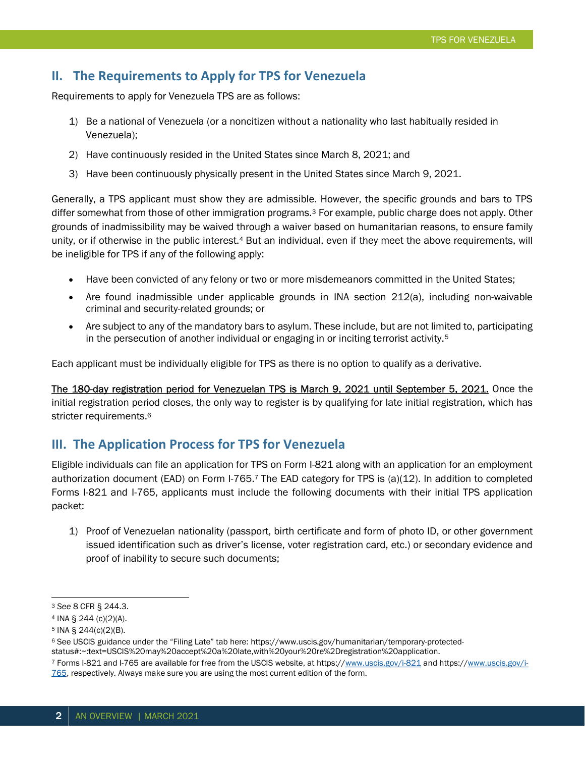## II. The Requirements to Apply for TPS for Venezuela

Requirements to apply for Venezuela TPS are as follows:

1) Be a national of Venezuela (or a noncitizen without a nationality who last habitually resided in Venezuela);
2) Have continuously resided in the United States since March 8, 2021; and
3) Have been continuously physically present in the United States since March 9, 2021.

Generally, a TPS applicant must show they are admissible. However, the specific grounds and bars to TPS differ somewhat from those of other immigration programs.[3] For example, public charge does not apply. Other grounds of inadmissibility may be waived through a waiver based on humanitarian reasons, to ensure family unity, or if otherwise in the public interest.[4] But an individual, even if they meet the above requirements, will be ineligible for TPS if any of the following apply:

- Have been convicted of any felony or two or more misdemeanors committed in the United States;
- Are found inadmissible under applicable grounds in INA section 212(a), including non-waivable criminal and security-related grounds; or
- Are subject to any of the mandatory bars to asylum. These include, but are not limited to, participating in the persecution of another individual or engaging in or inciting terrorist activity.[5]

Each applicant must be individually eligible for TPS as there is no option to qualify as a derivative.

<u>The 180-day registration period for Venezuelan TPS is March 9, 2021 until September 5, 2021.</u> Once the initial registration period closes, the only way to register is by qualifying for late initial registration, which has stricter requirements.[6]

## III. The Application Process for TPS for Venezuela

Eligible individuals can file an application for TPS on Form I-821 along with an application for an employment authorization document (EAD) on Form I-765.[7] The EAD category for TPS is (a)(12). In addition to completed Forms I-821 and I-765, applicants must include the following documents with their initial TPS application packet:

1) Proof of Venezuelan nationality (passport, birth certificate and form of photo ID, or other government issued identification such as driver's license, voter registration card, etc.) or secondary evidence and proof of inability to secure such documents;

---

[3] *See* 8 CFR § 244.3.

[4] INA § 244 (c)(2)(A).

[5] INA § 244(c)(2)(B).

[6] See USCIS guidance under the "Filing Late" tab here: https://www.uscis.gov/humanitarian/temporary-protected-status#:~:text=USCIS%20may%20accept%20a%20late,with%20your%20re%2Dregistration%20application.

[7] Forms I-821 and I-765 are available for free from the USCIS website, at https://www.uscis.gov/i-821 and https://www.uscis.gov/i-765, respectively. Always make sure you are using the most current edition of the form.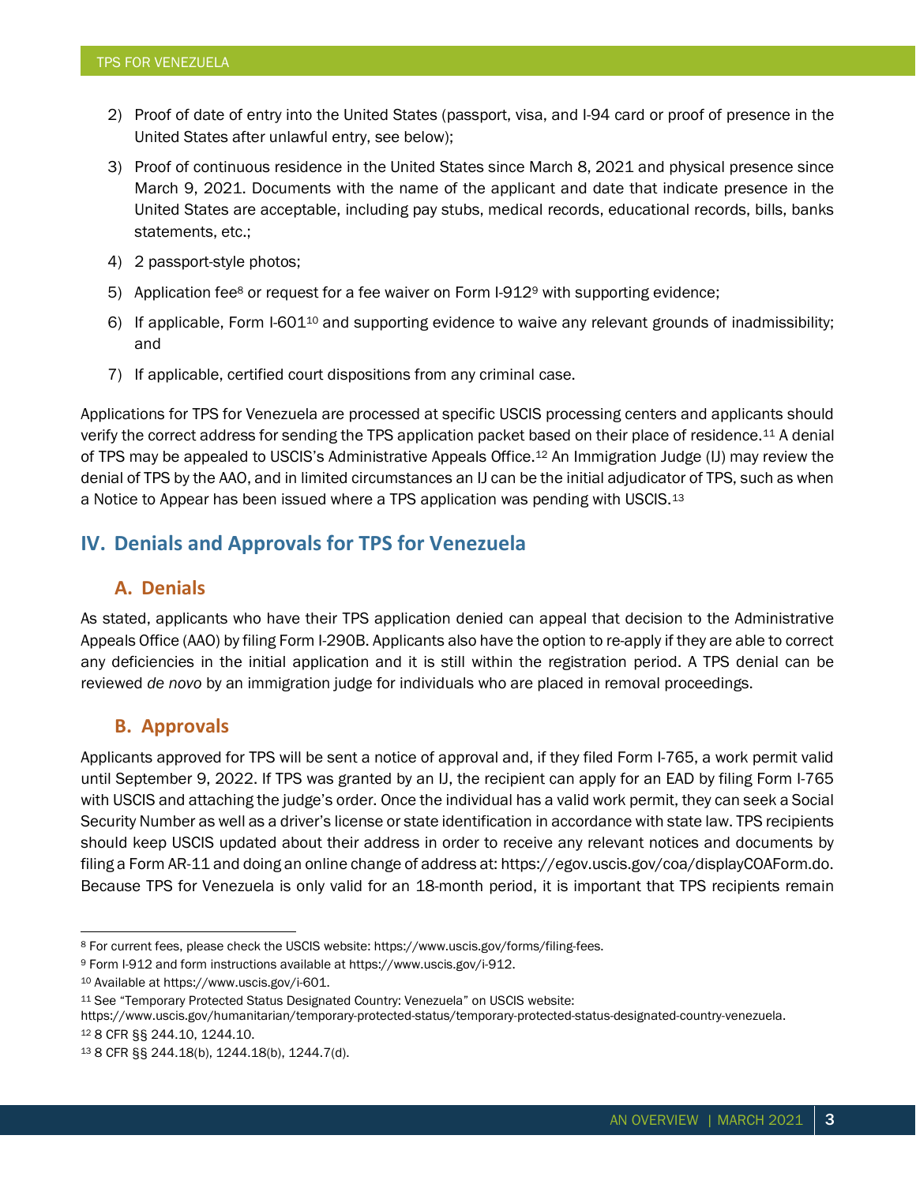2) Proof of date of entry into the United States (passport, visa, and I-94 card or proof of presence in the United States after unlawful entry, see below);
3) Proof of continuous residence in the United States since March 8, 2021 and physical presence since March 9, 2021. Documents with the name of the applicant and date that indicate presence in the United States are acceptable, including pay stubs, medical records, educational records, bills, banks statements, etc.;
4) 2 passport-style photos;
5) Application fee[8] or request for a fee waiver on Form I-912[9] with supporting evidence;
6) If applicable, Form I-601[10] and supporting evidence to waive any relevant grounds of inadmissibility; and
7) If applicable, certified court dispositions from any criminal case.

Applications for TPS for Venezuela are processed at specific USCIS processing centers and applicants should verify the correct address for sending the TPS application packet based on their place of residence.[11] A denial of TPS may be appealed to USCIS's Administrative Appeals Office.[12] An Immigration Judge (IJ) may review the denial of TPS by the AAO, and in limited circumstances an IJ can be the initial adjudicator of TPS, such as when a Notice to Appear has been issued where a TPS application was pending with USCIS.[13]

## IV. Denials and Approvals for TPS for Venezuela

### A. Denials

As stated, applicants who have their TPS application denied can appeal that decision to the Administrative Appeals Office (AAO) by filing Form I-290B. Applicants also have the option to re-apply if they are able to correct any deficiencies in the initial application and it is still within the registration period. A TPS denial can be reviewed *de novo* by an immigration judge for individuals who are placed in removal proceedings.

### B. Approvals

Applicants approved for TPS will be sent a notice of approval and, if they filed Form I-765, a work permit valid until September 9, 2022. If TPS was granted by an IJ, the recipient can apply for an EAD by filing Form I-765 with USCIS and attaching the judge's order. Once the individual has a valid work permit, they can seek a Social Security Number as well as a driver's license or state identification in accordance with state law. TPS recipients should keep USCIS updated about their address in order to receive any relevant notices and documents by filing a Form AR-11 and doing an online change of address at: https://egov.uscis.gov/coa/displayCOAForm.do. Because TPS for Venezuela is only valid for an 18-month period, it is important that TPS recipients remain

---

[8] For current fees, please check the USCIS website: https://www.uscis.gov/forms/filing-fees.

[9] Form I-912 and form instructions available at https://www.uscis.gov/i-912.

[10] Available at https://www.uscis.gov/i-601.

[11] See "Temporary Protected Status Designated Country: Venezuela" on USCIS website: https://www.uscis.gov/humanitarian/temporary-protected-status/temporary-protected-status-designated-country-venezuela.

[12] 8 CFR §§ 244.10, 1244.10.

[13] 8 CFR §§ 244.18(b), 1244.18(b), 1244.7(d).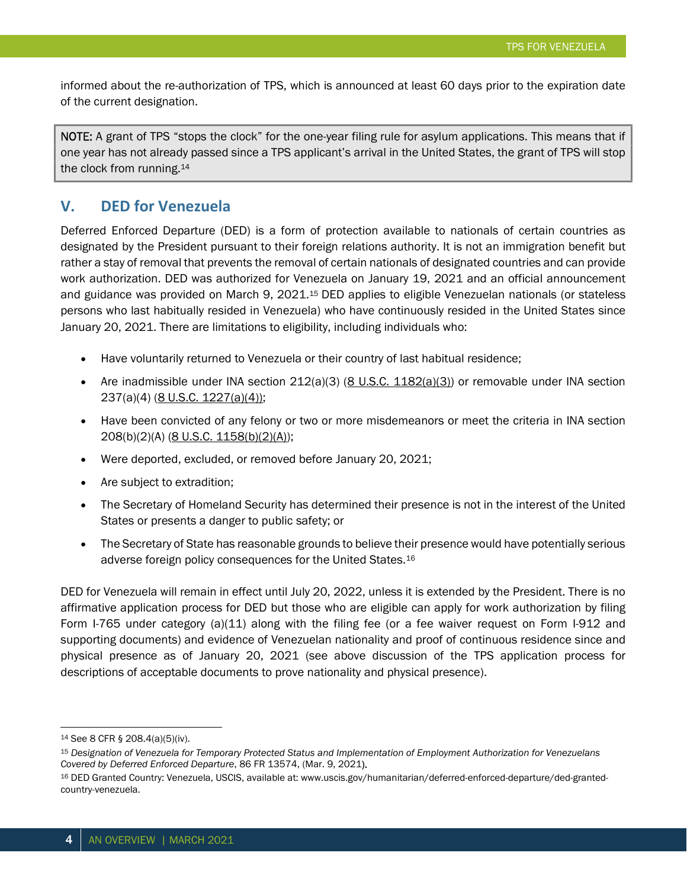informed about the re-authorization of TPS, which is announced at least 60 days prior to the expiration date of the current designation.

> **NOTE:** A grant of TPS "stops the clock" for the one-year filing rule for asylum applications. This means that if one year has not already passed since a TPS applicant's arrival in the United States, the grant of TPS will stop the clock from running.[14]

## V. DED for Venezuela

Deferred Enforced Departure (DED) is a form of protection available to nationals of certain countries as designated by the President pursuant to their foreign relations authority. It is not an immigration benefit but rather a stay of removal that prevents the removal of certain nationals of designated countries and can provide work authorization. DED was authorized for Venezuela on January 19, 2021 and an official announcement and guidance was provided on March 9, 2021.[15] DED applies to eligible Venezuelan nationals (or stateless persons who last habitually resided in Venezuela) who have continuously resided in the United States since January 20, 2021. There are limitations to eligibility, including individuals who:

- Have voluntarily returned to Venezuela or their country of last habitual residence;
- Are inadmissible under INA section 212(a)(3) (8 U.S.C. 1182(a)(3)) or removable under INA section 237(a)(4) (8 U.S.C. 1227(a)(4));
- Have been convicted of any felony or two or more misdemeanors or meet the criteria in INA section 208(b)(2)(A) (8 U.S.C. 1158(b)(2)(A));
- Were deported, excluded, or removed before January 20, 2021;
- Are subject to extradition;
- The Secretary of Homeland Security has determined their presence is not in the interest of the United States or presents a danger to public safety; or
- The Secretary of State has reasonable grounds to believe their presence would have potentially serious adverse foreign policy consequences for the United States.[16]

DED for Venezuela will remain in effect until July 20, 2022, unless it is extended by the President. There is no affirmative application process for DED but those who are eligible can apply for work authorization by filing Form I-765 under category (a)(11) along with the filing fee (or a fee waiver request on Form I-912 and supporting documents) and evidence of Venezuelan nationality and proof of continuous residence since and physical presence as of January 20, 2021 (see above discussion of the TPS application process for descriptions of acceptable documents to prove nationality and physical presence).

---

[14] See 8 CFR § 208.4(a)(5)(iv).

[15] *Designation of Venezuela for Temporary Protected Status and Implementation of Employment Authorization for Venezuelans Covered by Deferred Enforced Departure*, 86 FR 13574, (Mar. 9, 2021).

[16] DED Granted Country: Venezuela, USCIS, available at: www.uscis.gov/humanitarian/deferred-enforced-departure/ded-granted-country-venezuela.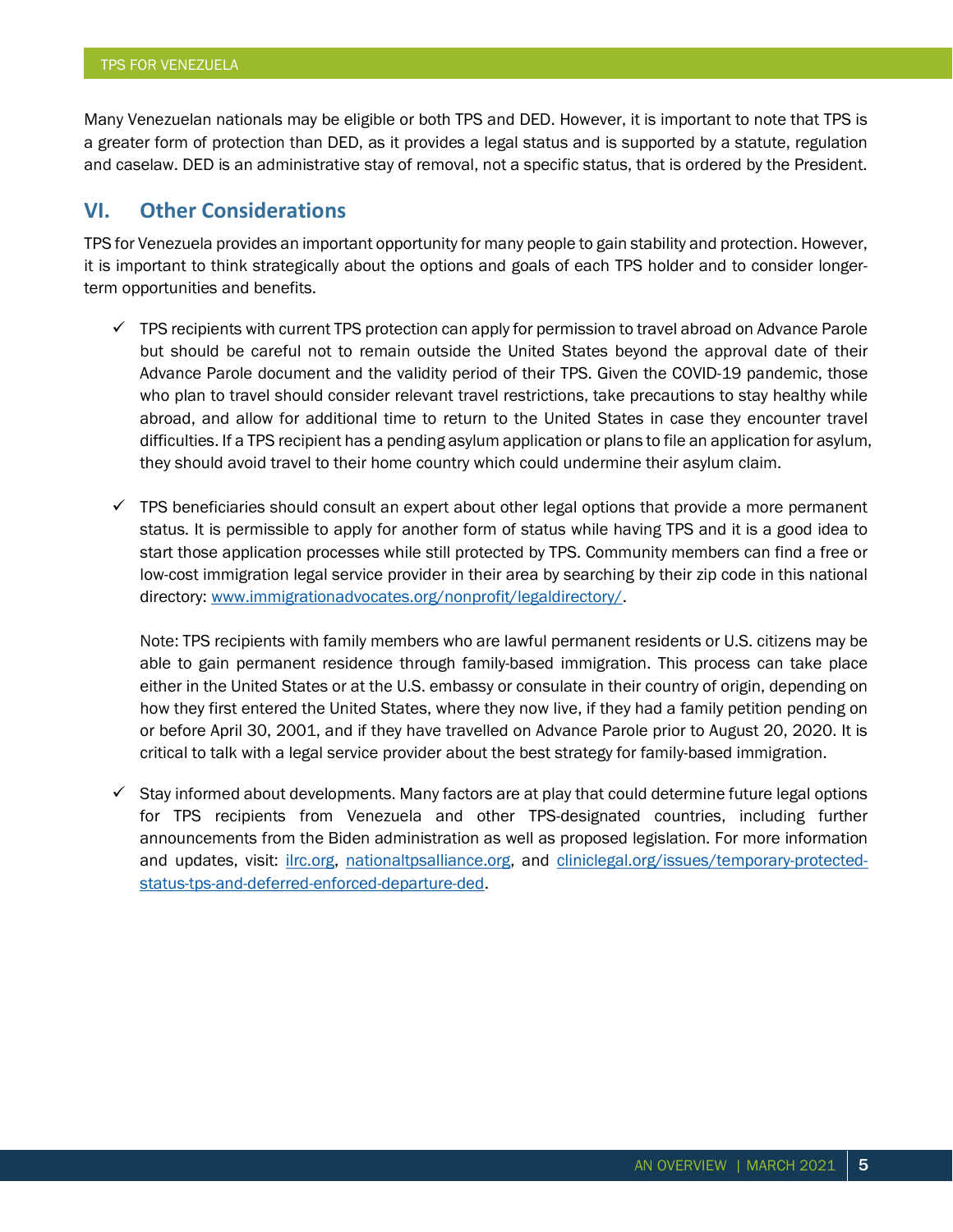Many Venezuelan nationals may be eligible or both TPS and DED. However, it is important to note that TPS is a greater form of protection than DED, as it provides a legal status and is supported by a statute, regulation and caselaw. DED is an administrative stay of removal, not a specific status, that is ordered by the President.

## VI. Other Considerations

TPS for Venezuela provides an important opportunity for many people to gain stability and protection. However, it is important to think strategically about the options and goals of each TPS holder and to consider longer-term opportunities and benefits.

- ✓ TPS recipients with current TPS protection can apply for permission to travel abroad on Advance Parole but should be careful not to remain outside the United States beyond the approval date of their Advance Parole document and the validity period of their TPS. Given the COVID-19 pandemic, those who plan to travel should consider relevant travel restrictions, take precautions to stay healthy while abroad, and allow for additional time to return to the United States in case they encounter travel difficulties. If a TPS recipient has a pending asylum application or plans to file an application for asylum, they should avoid travel to their home country which could undermine their asylum claim.

- ✓ TPS beneficiaries should consult an expert about other legal options that provide a more permanent status. It is permissible to apply for another form of status while having TPS and it is a good idea to start those application processes while still protected by TPS. Community members can find a free or low-cost immigration legal service provider in their area by searching by their zip code in this national directory: [www.immigrationadvocates.org/nonprofit/legaldirectory/](http://www.immigrationadvocates.org/nonprofit/legaldirectory/).

  Note: TPS recipients with family members who are lawful permanent residents or U.S. citizens may be able to gain permanent residence through family-based immigration. This process can take place either in the United States or at the U.S. embassy or consulate in their country of origin, depending on how they first entered the United States, where they now live, if they had a family petition pending on or before April 30, 2001, and if they have travelled on Advance Parole prior to August 20, 2020. It is critical to talk with a legal service provider about the best strategy for family-based immigration.

- ✓ Stay informed about developments. Many factors are at play that could determine future legal options for TPS recipients from Venezuela and other TPS-designated countries, including further announcements from the Biden administration as well as proposed legislation. For more information and updates, visit: [ilrc.org](http://ilrc.org), [nationaltpsalliance.org](http://nationaltpsalliance.org), and [cliniclegal.org/issues/temporary-protected-status-tps-and-deferred-enforced-departure-ded](http://cliniclegal.org/issues/temporary-protected-status-tps-and-deferred-enforced-departure-ded).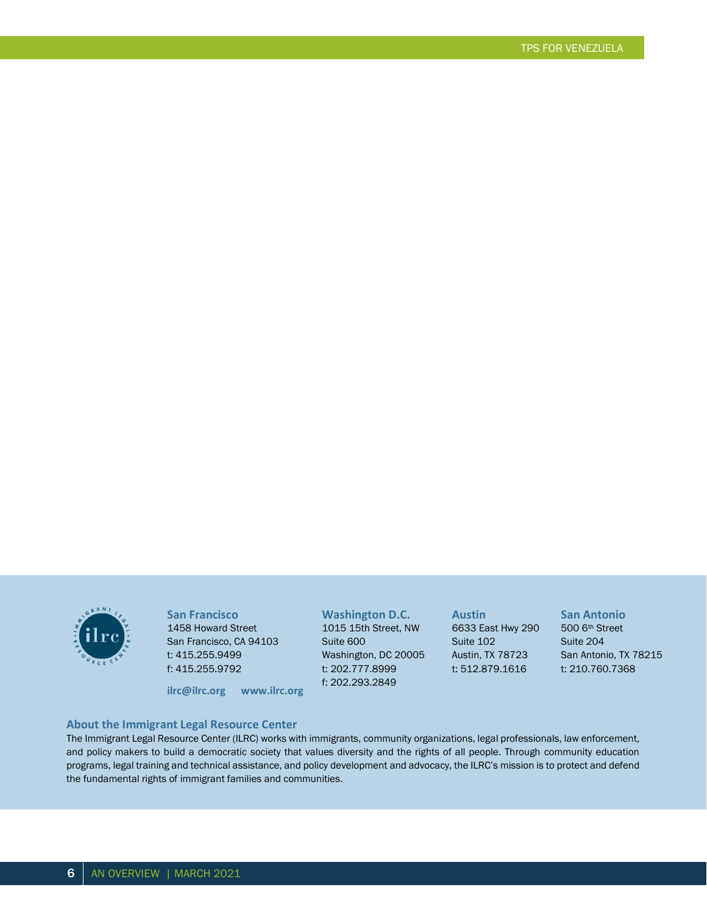**San Francisco**
1458 Howard Street
San Francisco, CA 94103
t: 415.255.9499
f: 415.255.9792

**Washington D.C.**
1015 15th Street, NW
Suite 600
Washington, DC 20005
t: 202.777.8999
f: 202.293.2849

**Austin**
6633 East Hwy 290
Suite 102
Austin, TX 78723
t: 512.879.1616

**San Antonio**
500 6th Street
Suite 204
San Antonio, TX 78215
t: 210.760.7368

**ilrc@ilrc.org** **www.ilrc.org**

### About the Immigrant Legal Resource Center

The Immigrant Legal Resource Center (ILRC) works with immigrants, community organizations, legal professionals, law enforcement, and policy makers to build a democratic society that values diversity and the rights of all people. Through community education programs, legal training and technical assistance, and policy development and advocacy, the ILRC's mission is to protect and defend the fundamental rights of immigrant families and communities.